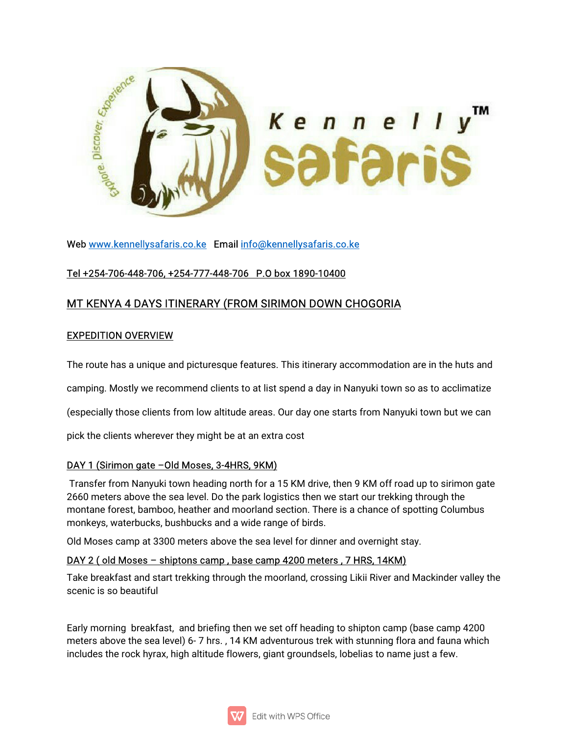Web www.kennellysafaris.co.ke Email info@kennellysafaris.co.ke

Tel +254-706-448-706, +254-777-448-706 P.O box 1890-10400

## MT KENYA 4 DAYS ITINERARY (FROM SIRIMON DOWN CHOGORIA

### EXPEDITION OVERVIEW

The route has a unique and picturesque features. This itinerary accommodation are in the huts and camping. Mostly we recommend clients to at list spend a day in Nanyuki town so as to acclimatize (especially those clients from low altitude areas. Our day one starts from Nanyuki town but we can pick the clients wherever they might be at an extra cost

### DAY 1 (Sirimon gate –Old Moses, 3-4HRS, 9KM)

Transfer from Nanyuki town heading north for a 15 KM drive, then 9 KM off road up to sirimon gate 2660 meters above the sea level. Do the park logistics then we start our trekking through the montane forest, bamboo, heather and moorland section. There is a chance of spotting Columbus monkeys, waterbucks, bushbucks and a wide range of birds.

Old Moses camp at 3300 meters above the sea level for dinner and overnight stay.

### DAY 2 ( old Moses – shiptons camp , base camp 4200 meters , 7 HRS, 14KM)

Take breakfast and start trekking through the moorland, crossing Likii River and Mackinder valley the scenic is so beautiful

Early morning breakfast, and briefing then we set off heading to shipton camp (base camp 4200 meters above the sea level) 6- 7 hrs. , 14 KM adventurous trek with stunning flora and fauna which includes the rock hyrax, high altitude flowers, giant groundsels, lobelias to name just a few.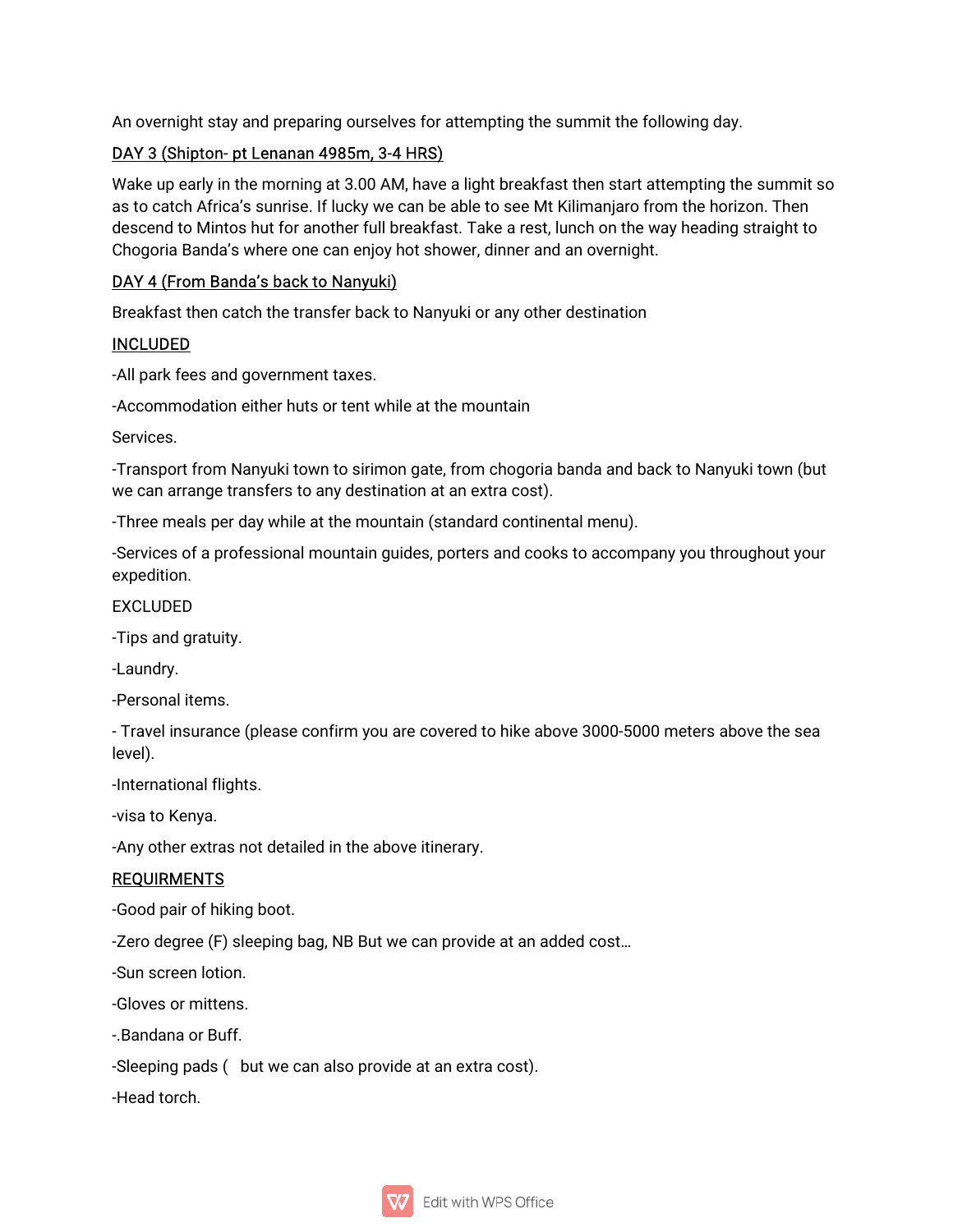An overnight stay and preparing ourselves for attempting the summit the following day.

<u>DAY 3 (Shipton- pt Lenanan 4985m, 3-4 HRS)</u>

Wake up early in the morning at 3.00 AM, have a light breakfast then start attempting the summit so as to catch Africa's sunrise. If lucky we can be able to see Mt Kilimanjaro from the horizon. Then descend to Mintos hut for another full breakfast. Take a rest, lunch on the way heading straight to Chogoria Banda's where one can enjoy hot shower, dinner and an overnight.

<u>DAY 4 (From Banda's back to Nanyuki)</u>

Breakfast then catch the transfer back to Nanyuki or any other destination

<u>INCLUDED</u>

-All park fees and government taxes.

-Accommodation either huts or tent while at the mountain

Services.

-Transport from Nanyuki town to sirimon gate, from chogoria banda and back to Nanyuki town (but we can arrange transfers to any destination at an extra cost).

-Three meals per day while at the mountain (standard continental menu).

-Services of a professional mountain guides, porters and cooks to accompany you throughout your expedition.

EXCLUDED

-Tips and gratuity.

-Laundry.

-Personal items.

- Travel insurance (please confirm you are covered to hike above 3000-5000 meters above the sea level).

-International flights.

-visa to Kenya.

-Any other extras not detailed in the above itinerary.

<u>REQUIRMENTS</u>

-Good pair of hiking boot.

-Zero degree (F) sleeping bag, NB But we can provide at an added cost…

-Sun screen lotion.

-Gloves or mittens.

-.Bandana or Buff.

-Sleeping pads (  but we can also provide at an extra cost).

-Head torch.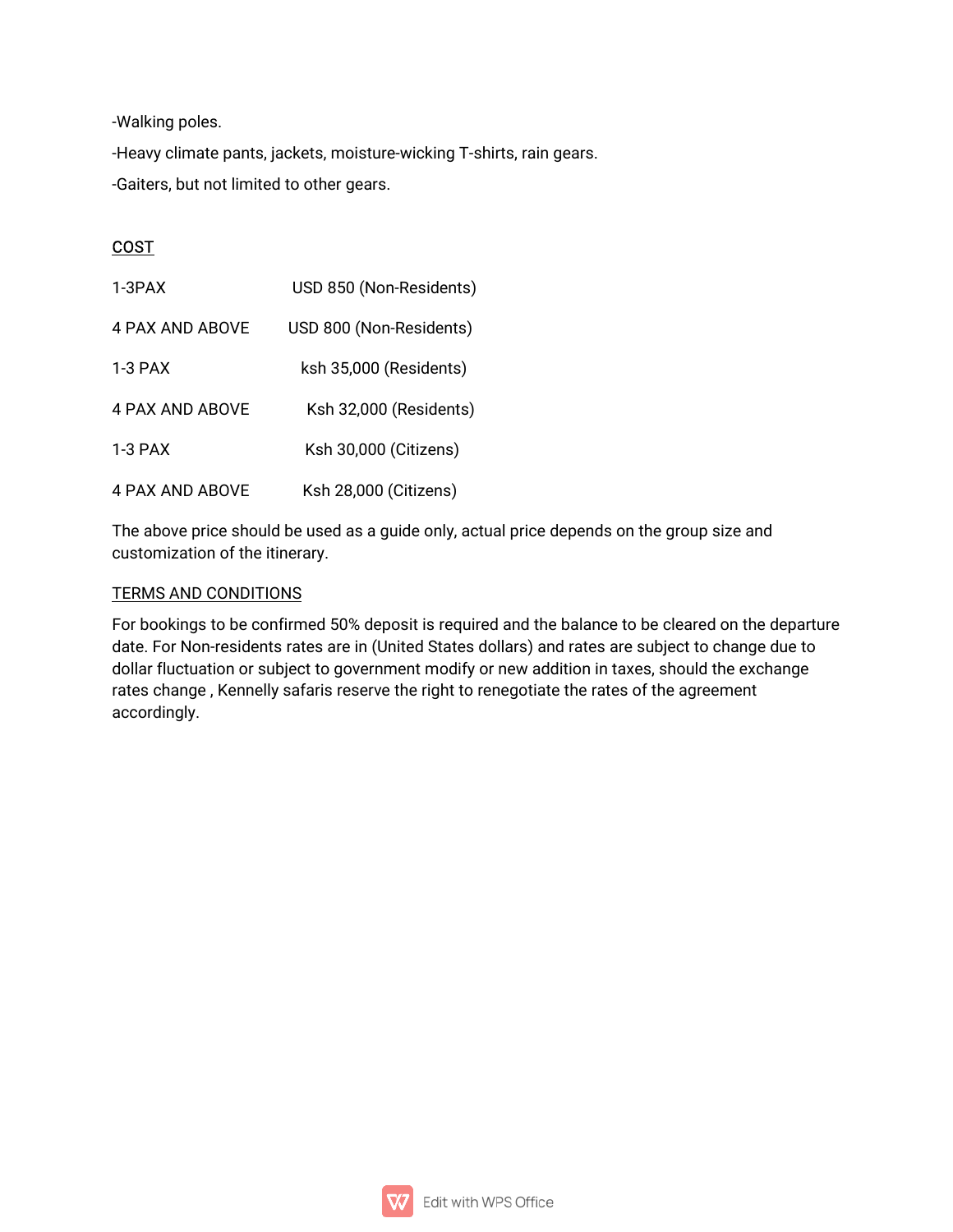-Walking poles.

-Heavy climate pants, jackets, moisture-wicking T-shirts, rain gears.

-Gaiters, but not limited to other gears.

<u>COST</u>

| | |
|---|---|
| 1-3PAX | USD 850 (Non-Residents) |
| 4 PAX AND ABOVE | USD 800 (Non-Residents) |
| 1-3 PAX | ksh 35,000 (Residents) |
| 4 PAX AND ABOVE | Ksh 32,000 (Residents) |
| 1-3 PAX | Ksh 30,000 (Citizens) |
| 4 PAX AND ABOVE | Ksh 28,000 (Citizens) |

The above price should be used as a guide only, actual price depends on the group size and customization of the itinerary.

<u>TERMS AND CONDITIONS</u>

For bookings to be confirmed 50% deposit is required and the balance to be cleared on the departure date. For Non-residents rates are in (United States dollars) and rates are subject to change due to dollar fluctuation or subject to government modify or new addition in taxes, should the exchange rates change , Kennelly safaris reserve the right to renegotiate the rates of the agreement accordingly.